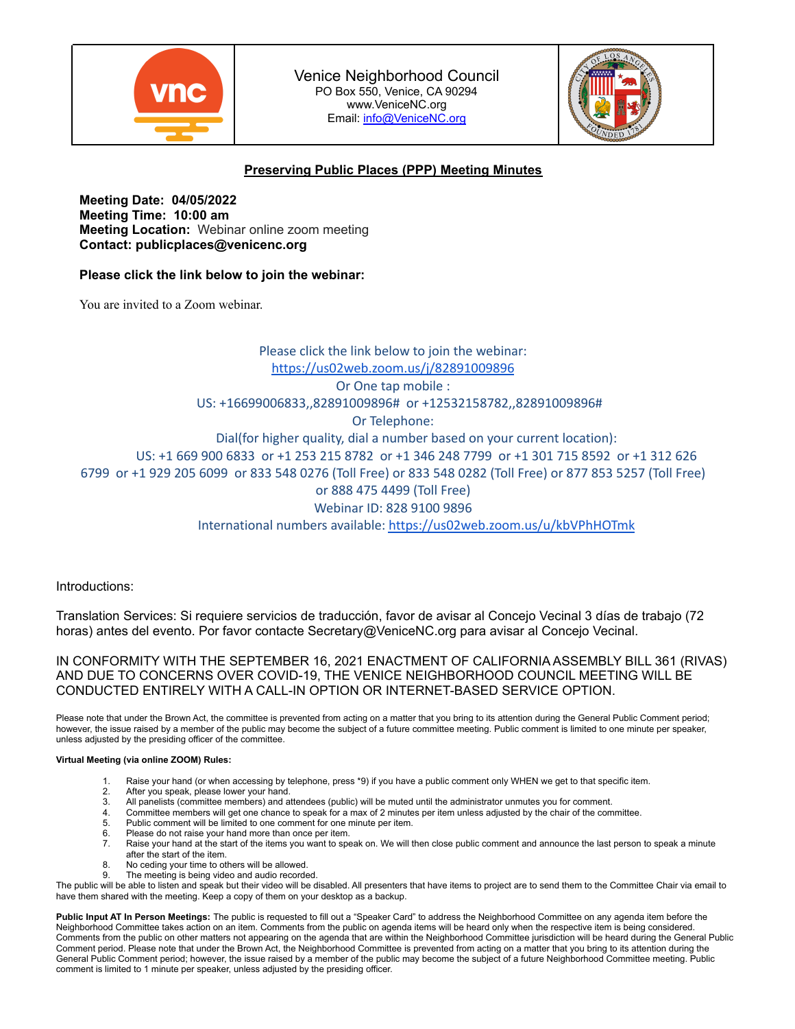Venice Neighborhood Council
PO Box 550, Venice, CA 90294
www.VeniceNC.org
Email: info@VeniceNC.org

## Preserving Public Places (PPP) Meeting Minutes

**Meeting Date: 04/05/2022**
**Meeting Time: 10:00 am**
**Meeting Location:** Webinar online zoom meeting
**Contact: publicplaces@venicenc.org**

**Please click the link below to join the webinar:**

You are invited to a Zoom webinar.

Please click the link below to join the webinar:
https://us02web.zoom.us/j/82891009896
Or One tap mobile :
US: +16699006833,,82891009896# or +12532158782,,82891009896#
Or Telephone:
Dial(for higher quality, dial a number based on your current location):
US: +1 669 900 6833 or +1 253 215 8782 or +1 346 248 7799 or +1 301 715 8592 or +1 312 626 6799 or +1 929 205 6099 or 833 548 0276 (Toll Free) or 833 548 0282 (Toll Free) or 877 853 5257 (Toll Free) or 888 475 4499 (Toll Free)
Webinar ID: 828 9100 9896
International numbers available: https://us02web.zoom.us/u/kbVPhHOTmk

Introductions:

Translation Services: Si requiere servicios de traducción, favor de avisar al Concejo Vecinal 3 días de trabajo (72 horas) antes del evento. Por favor contacte Secretary@VeniceNC.org para avisar al Concejo Vecinal.

IN CONFORMITY WITH THE SEPTEMBER 16, 2021 ENACTMENT OF CALIFORNIA ASSEMBLY BILL 361 (RIVAS) AND DUE TO CONCERNS OVER COVID-19, THE VENICE NEIGHBORHOOD COUNCIL MEETING WILL BE CONDUCTED ENTIRELY WITH A CALL-IN OPTION OR INTERNET-BASED SERVICE OPTION.

Please note that under the Brown Act, the committee is prevented from acting on a matter that you bring to its attention during the General Public Comment period; however, the issue raised by a member of the public may become the subject of a future committee meeting. Public comment is limited to one minute per speaker, unless adjusted by the presiding officer of the committee.

**Virtual Meeting (via online ZOOM) Rules:**

1. Raise your hand (or when accessing by telephone, press *9) if you have a public comment only WHEN we get to that specific item.
2. After you speak, please lower your hand.
3. All panelists (committee members) and attendees (public) will be muted until the administrator unmutes you for comment.
4. Committee members will get one chance to speak for a max of 2 minutes per item unless adjusted by the chair of the committee.
5. Public comment will be limited to one comment for one minute per item.
6. Please do not raise your hand more than once per item.
7. Raise your hand at the start of the items you want to speak on. We will then close public comment and announce the last person to speak a minute after the start of the item.
8. No ceding your time to others will be allowed.
9. The meeting is being video and audio recorded.

The public will be able to listen and speak but their video will be disabled. All presenters that have items to project are to send them to the Committee Chair via email to have them shared with the meeting. Keep a copy of them on your desktop as a backup.

**Public Input AT In Person Meetings:** The public is requested to fill out a "Speaker Card" to address the Neighborhood Committee on any agenda item before the Neighborhood Committee takes action on an item. Comments from the public on agenda items will be heard only when the respective item is being considered. Comments from the public on other matters not appearing on the agenda that are within the Neighborhood Committee jurisdiction will be heard during the General Public Comment period. Please note that under the Brown Act, the Neighborhood Committee is prevented from acting on a matter that you bring to its attention during the General Public Comment period; however, the issue raised by a member of the public may become the subject of a future Neighborhood Committee meeting. Public comment is limited to 1 minute per speaker, unless adjusted by the presiding officer.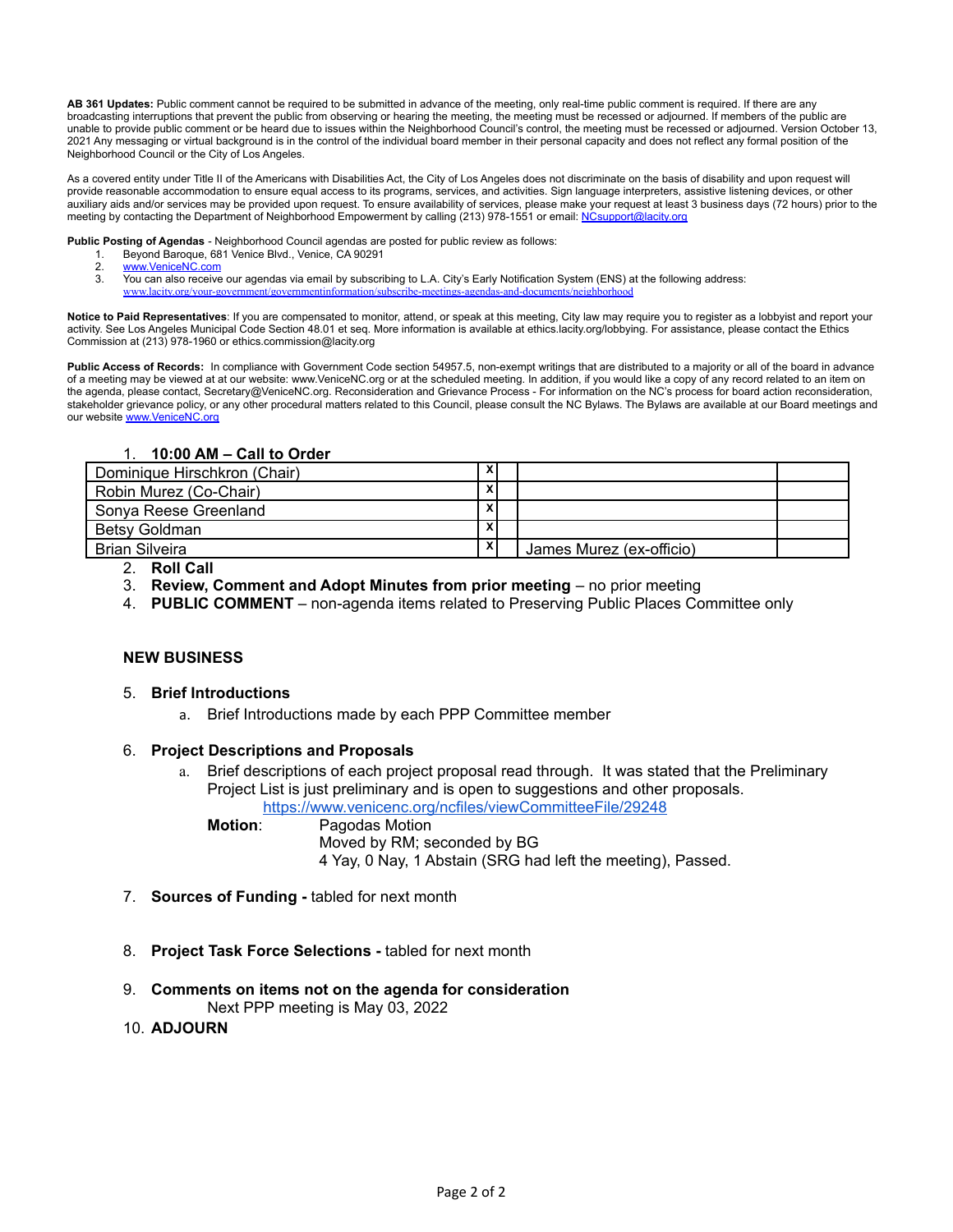**AB 361 Updates:** Public comment cannot be required to be submitted in advance of the meeting, only real-time public comment is required. If there are any broadcasting interruptions that prevent the public from observing or hearing the meeting, the meeting must be recessed or adjourned. If members of the public are unable to provide public comment or be heard due to issues within the Neighborhood Council's control, the meeting must be recessed or adjourned. Version October 13, 2021 Any messaging or virtual background is in the control of the individual board member in their personal capacity and does not reflect any formal position of the Neighborhood Council or the City of Los Angeles.

As a covered entity under Title II of the Americans with Disabilities Act, the City of Los Angeles does not discriminate on the basis of disability and upon request will provide reasonable accommodation to ensure equal access to its programs, services, and activities. Sign language interpreters, assistive listening devices, or other auxiliary aids and/or services may be provided upon request. To ensure availability of services, please make your request at least 3 business days (72 hours) prior to the meeting by contacting the Department of Neighborhood Empowerment by calling (213) 978-1551 or email: NCsupport@lacity.org

**Public Posting of Agendas** - Neighborhood Council agendas are posted for public review as follows:

1. Beyond Baroque, 681 Venice Blvd., Venice, CA 90291
2. www.VeniceNC.com
3. You can also receive our agendas via email by subscribing to L.A. City's Early Notification System (ENS) at the following address: www.lacity.org/your-government/governmentinformation/subscribe-meetings-agendas-and-documents/neighborhood

**Notice to Paid Representatives**: If you are compensated to monitor, attend, or speak at this meeting, City law may require you to register as a lobbyist and report your activity. See Los Angeles Municipal Code Section 48.01 et seq. More information is available at ethics.lacity.org/lobbying. For assistance, please contact the Ethics Commission at (213) 978-1960 or ethics.commission@lacity.org

**Public Access of Records:** In compliance with Government Code section 54957.5, non-exempt writings that are distributed to a majority or all of the board in advance of a meeting may be viewed at at our website: www.VeniceNC.org or at the scheduled meeting. In addition, if you would like a copy of any record related to an item on the agenda, please contact, Secretary@VeniceNC.org. Reconsideration and Grievance Process - For information on the NC's process for board action reconsideration, stakeholder grievance policy, or any other procedural matters related to this Council, please consult the NC Bylaws. The Bylaws are available at our Board meetings and our website www.VeniceNC.org

1. **10:00 AM – Call to Order**

| | | | | |
|---|---|---|---|---|
| Dominique Hirschkron (Chair) | x | | | |
| Robin Murez (Co-Chair) | x | | | |
| Sonya Reese Greenland | x | | | |
| Betsy Goldman | x | | | |
| Brian Silveira | x | | James Murez (ex-officio) | |

2. **Roll Call**
3. **Review, Comment and Adopt Minutes from prior meeting** – no prior meeting
4. **PUBLIC COMMENT** – non-agenda items related to Preserving Public Places Committee only

**NEW BUSINESS**

5. **Brief Introductions**
   a. Brief Introductions made by each PPP Committee member

6. **Project Descriptions and Proposals**
   a. Brief descriptions of each project proposal read through. It was stated that the Preliminary Project List is just preliminary and is open to suggestions and other proposals.
      https://www.venicenc.org/ncfiles/viewCommitteeFile/29248

   **Motion**: Pagodas Motion
   Moved by RM; seconded by BG
   4 Yay, 0 Nay, 1 Abstain (SRG had left the meeting), Passed.

7. **Sources of Funding -** tabled for next month

8. **Project Task Force Selections -** tabled for next month

9. **Comments on items not on the agenda for consideration**
   Next PPP meeting is May 03, 2022

10. **ADJOURN**